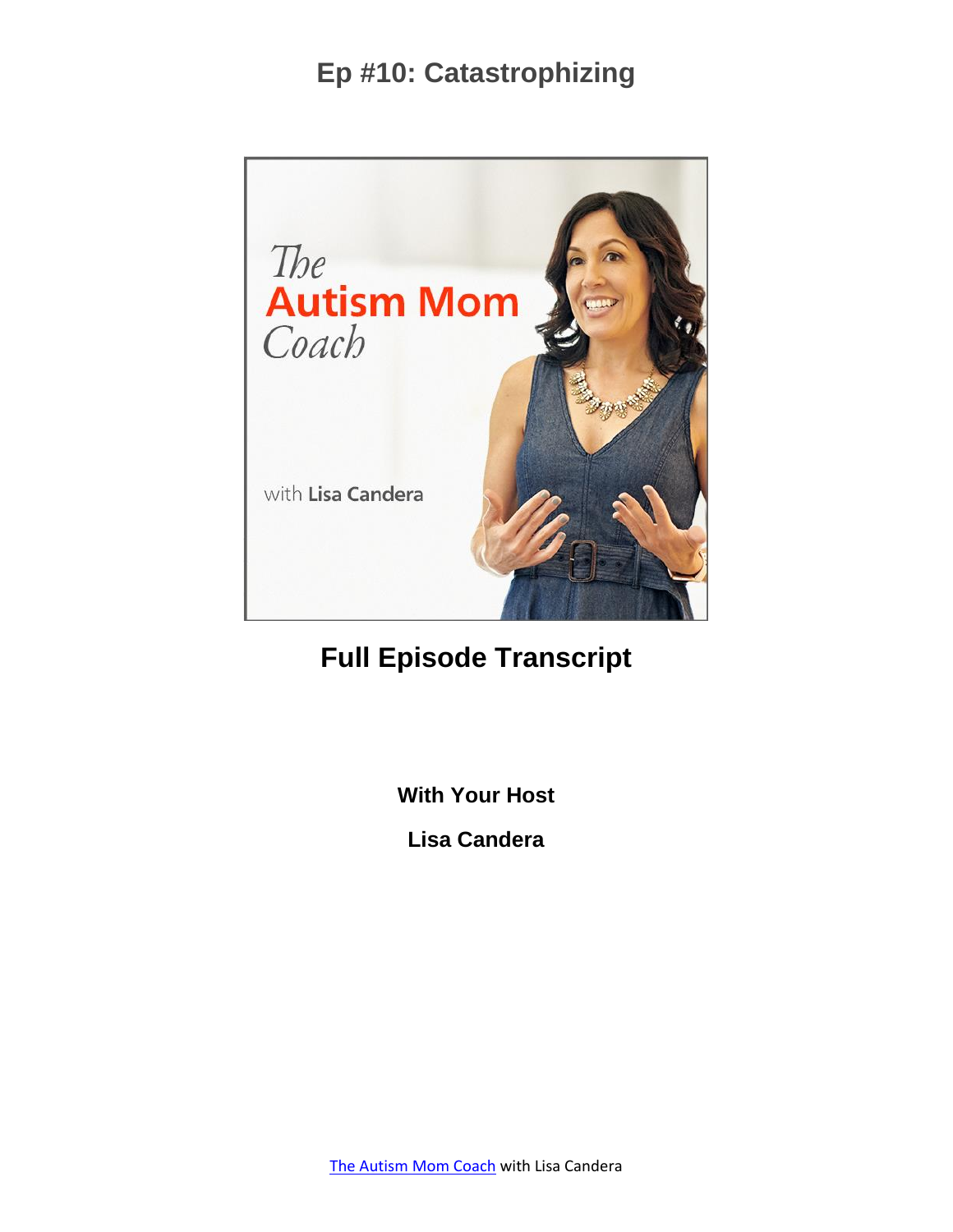# Ep #10: Catastrophizing

## Full Episode Transcript

**With Your Host**

**Lisa Candera**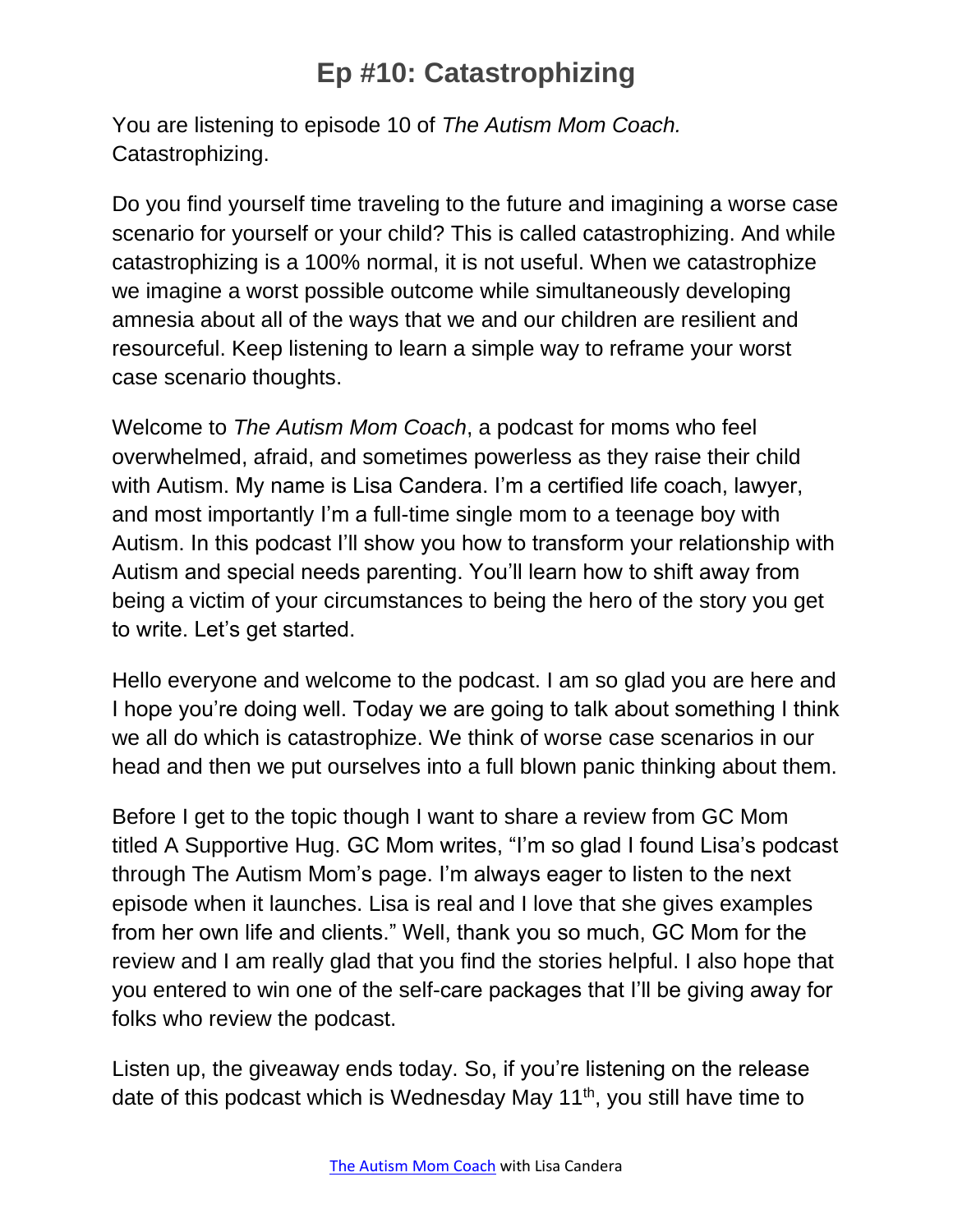# Ep #10: Catastrophizing

You are listening to episode 10 of *The Autism Mom Coach.* Catastrophizing.

Do you find yourself time traveling to the future and imagining a worse case scenario for yourself or your child? This is called catastrophizing. And while catastrophizing is a 100% normal, it is not useful. When we catastrophize we imagine a worst possible outcome while simultaneously developing amnesia about all of the ways that we and our children are resilient and resourceful. Keep listening to learn a simple way to reframe your worst case scenario thoughts.

Welcome to *The Autism Mom Coach*, a podcast for moms who feel overwhelmed, afraid, and sometimes powerless as they raise their child with Autism. My name is Lisa Candera. I'm a certified life coach, lawyer, and most importantly I'm a full-time single mom to a teenage boy with Autism. In this podcast I'll show you how to transform your relationship with Autism and special needs parenting. You'll learn how to shift away from being a victim of your circumstances to being the hero of the story you get to write. Let's get started.

Hello everyone and welcome to the podcast. I am so glad you are here and I hope you're doing well. Today we are going to talk about something I think we all do which is catastrophize. We think of worse case scenarios in our head and then we put ourselves into a full blown panic thinking about them.

Before I get to the topic though I want to share a review from GC Mom titled A Supportive Hug. GC Mom writes, "I'm so glad I found Lisa's podcast through The Autism Mom's page. I'm always eager to listen to the next episode when it launches. Lisa is real and I love that she gives examples from her own life and clients." Well, thank you so much, GC Mom for the review and I am really glad that you find the stories helpful. I also hope that you entered to win one of the self-care packages that I'll be giving away for folks who review the podcast.

Listen up, the giveaway ends today. So, if you're listening on the release date of this podcast which is Wednesday May 11th, you still have time to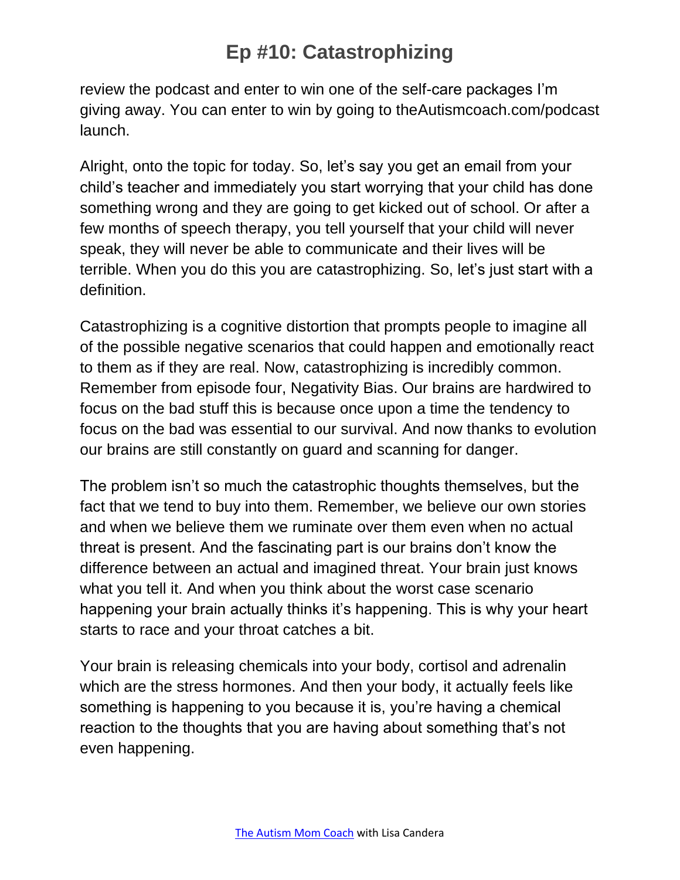review the podcast and enter to win one of the self-care packages I'm giving away. You can enter to win by going to theAutismcoach.com/podcast launch.

Alright, onto the topic for today. So, let's say you get an email from your child's teacher and immediately you start worrying that your child has done something wrong and they are going to get kicked out of school. Or after a few months of speech therapy, you tell yourself that your child will never speak, they will never be able to communicate and their lives will be terrible. When you do this you are catastrophizing. So, let's just start with a definition.

Catastrophizing is a cognitive distortion that prompts people to imagine all of the possible negative scenarios that could happen and emotionally react to them as if they are real. Now, catastrophizing is incredibly common. Remember from episode four, Negativity Bias. Our brains are hardwired to focus on the bad stuff this is because once upon a time the tendency to focus on the bad was essential to our survival. And now thanks to evolution our brains are still constantly on guard and scanning for danger.

The problem isn't so much the catastrophic thoughts themselves, but the fact that we tend to buy into them. Remember, we believe our own stories and when we believe them we ruminate over them even when no actual threat is present. And the fascinating part is our brains don't know the difference between an actual and imagined threat. Your brain just knows what you tell it. And when you think about the worst case scenario happening your brain actually thinks it's happening. This is why your heart starts to race and your throat catches a bit.

Your brain is releasing chemicals into your body, cortisol and adrenalin which are the stress hormones. And then your body, it actually feels like something is happening to you because it is, you're having a chemical reaction to the thoughts that you are having about something that's not even happening.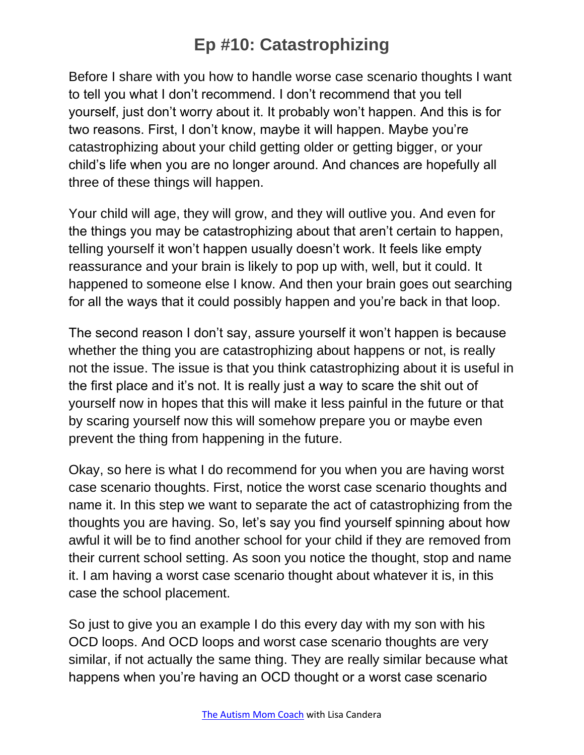Before I share with you how to handle worse case scenario thoughts I want to tell you what I don't recommend. I don't recommend that you tell yourself, just don't worry about it. It probably won't happen. And this is for two reasons. First, I don't know, maybe it will happen. Maybe you're catastrophizing about your child getting older or getting bigger, or your child's life when you are no longer around. And chances are hopefully all three of these things will happen.

Your child will age, they will grow, and they will outlive you. And even for the things you may be catastrophizing about that aren't certain to happen, telling yourself it won't happen usually doesn't work. It feels like empty reassurance and your brain is likely to pop up with, well, but it could. It happened to someone else I know. And then your brain goes out searching for all the ways that it could possibly happen and you're back in that loop.

The second reason I don't say, assure yourself it won't happen is because whether the thing you are catastrophizing about happens or not, is really not the issue. The issue is that you think catastrophizing about it is useful in the first place and it's not. It is really just a way to scare the shit out of yourself now in hopes that this will make it less painful in the future or that by scaring yourself now this will somehow prepare you or maybe even prevent the thing from happening in the future.

Okay, so here is what I do recommend for you when you are having worst case scenario thoughts. First, notice the worst case scenario thoughts and name it. In this step we want to separate the act of catastrophizing from the thoughts you are having. So, let's say you find yourself spinning about how awful it will be to find another school for your child if they are removed from their current school setting. As soon you notice the thought, stop and name it. I am having a worst case scenario thought about whatever it is, in this case the school placement.

So just to give you an example I do this every day with my son with his OCD loops. And OCD loops and worst case scenario thoughts are very similar, if not actually the same thing. They are really similar because what happens when you're having an OCD thought or a worst case scenario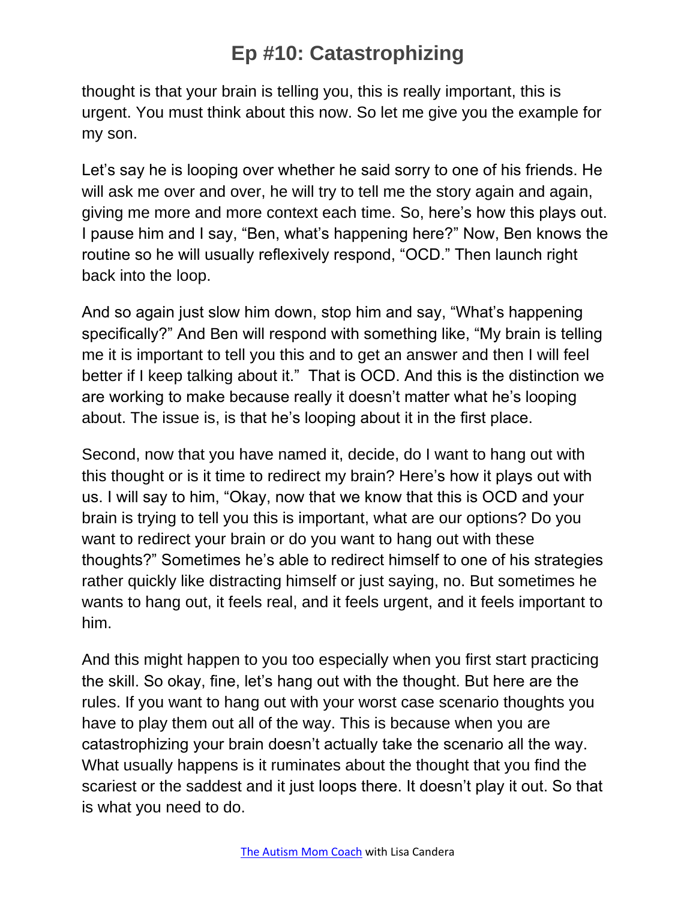thought is that your brain is telling you, this is really important, this is urgent. You must think about this now. So let me give you the example for my son.

Let's say he is looping over whether he said sorry to one of his friends. He will ask me over and over, he will try to tell me the story again and again, giving me more and more context each time. So, here's how this plays out. I pause him and I say, "Ben, what's happening here?" Now, Ben knows the routine so he will usually reflexively respond, "OCD." Then launch right back into the loop.

And so again just slow him down, stop him and say, "What's happening specifically?" And Ben will respond with something like, "My brain is telling me it is important to tell you this and to get an answer and then I will feel better if I keep talking about it." That is OCD. And this is the distinction we are working to make because really it doesn't matter what he's looping about. The issue is, is that he's looping about it in the first place.

Second, now that you have named it, decide, do I want to hang out with this thought or is it time to redirect my brain? Here's how it plays out with us. I will say to him, "Okay, now that we know that this is OCD and your brain is trying to tell you this is important, what are our options? Do you want to redirect your brain or do you want to hang out with these thoughts?" Sometimes he's able to redirect himself to one of his strategies rather quickly like distracting himself or just saying, no. But sometimes he wants to hang out, it feels real, and it feels urgent, and it feels important to him.

And this might happen to you too especially when you first start practicing the skill. So okay, fine, let's hang out with the thought. But here are the rules. If you want to hang out with your worst case scenario thoughts you have to play them out all of the way. This is because when you are catastrophizing your brain doesn't actually take the scenario all the way. What usually happens is it ruminates about the thought that you find the scariest or the saddest and it just loops there. It doesn't play it out. So that is what you need to do.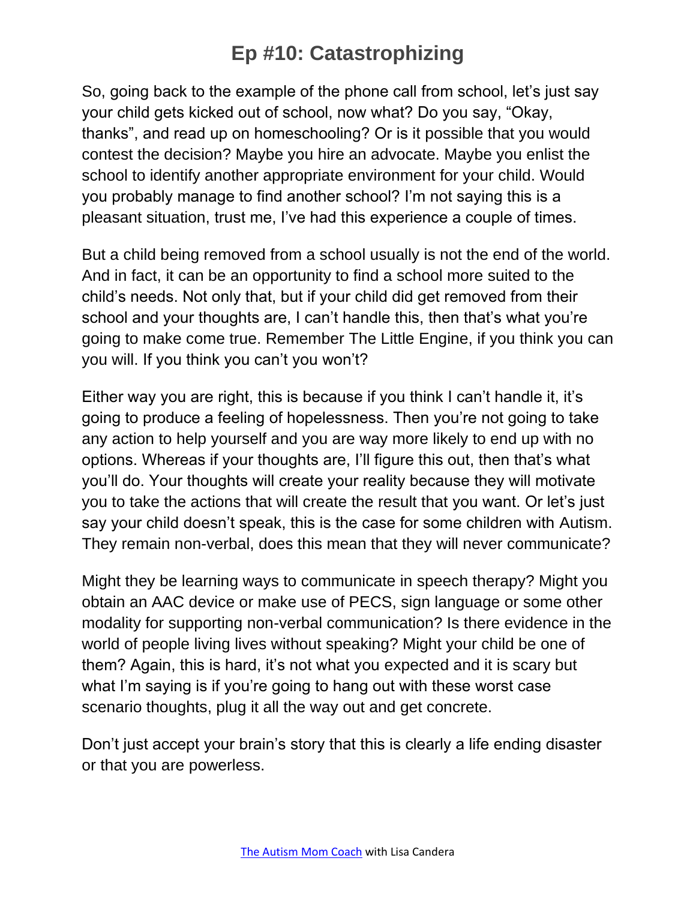So, going back to the example of the phone call from school, let's just say your child gets kicked out of school, now what? Do you say, "Okay, thanks", and read up on homeschooling? Or is it possible that you would contest the decision? Maybe you hire an advocate. Maybe you enlist the school to identify another appropriate environment for your child. Would you probably manage to find another school? I'm not saying this is a pleasant situation, trust me, I've had this experience a couple of times.

But a child being removed from a school usually is not the end of the world. And in fact, it can be an opportunity to find a school more suited to the child's needs. Not only that, but if your child did get removed from their school and your thoughts are, I can't handle this, then that's what you're going to make come true. Remember The Little Engine, if you think you can you will. If you think you can't you won't?

Either way you are right, this is because if you think I can't handle it, it's going to produce a feeling of hopelessness. Then you're not going to take any action to help yourself and you are way more likely to end up with no options. Whereas if your thoughts are, I'll figure this out, then that's what you'll do. Your thoughts will create your reality because they will motivate you to take the actions that will create the result that you want. Or let's just say your child doesn't speak, this is the case for some children with Autism. They remain non-verbal, does this mean that they will never communicate?

Might they be learning ways to communicate in speech therapy? Might you obtain an AAC device or make use of PECS, sign language or some other modality for supporting non-verbal communication? Is there evidence in the world of people living lives without speaking? Might your child be one of them? Again, this is hard, it's not what you expected and it is scary but what I'm saying is if you're going to hang out with these worst case scenario thoughts, plug it all the way out and get concrete.

Don't just accept your brain's story that this is clearly a life ending disaster or that you are powerless.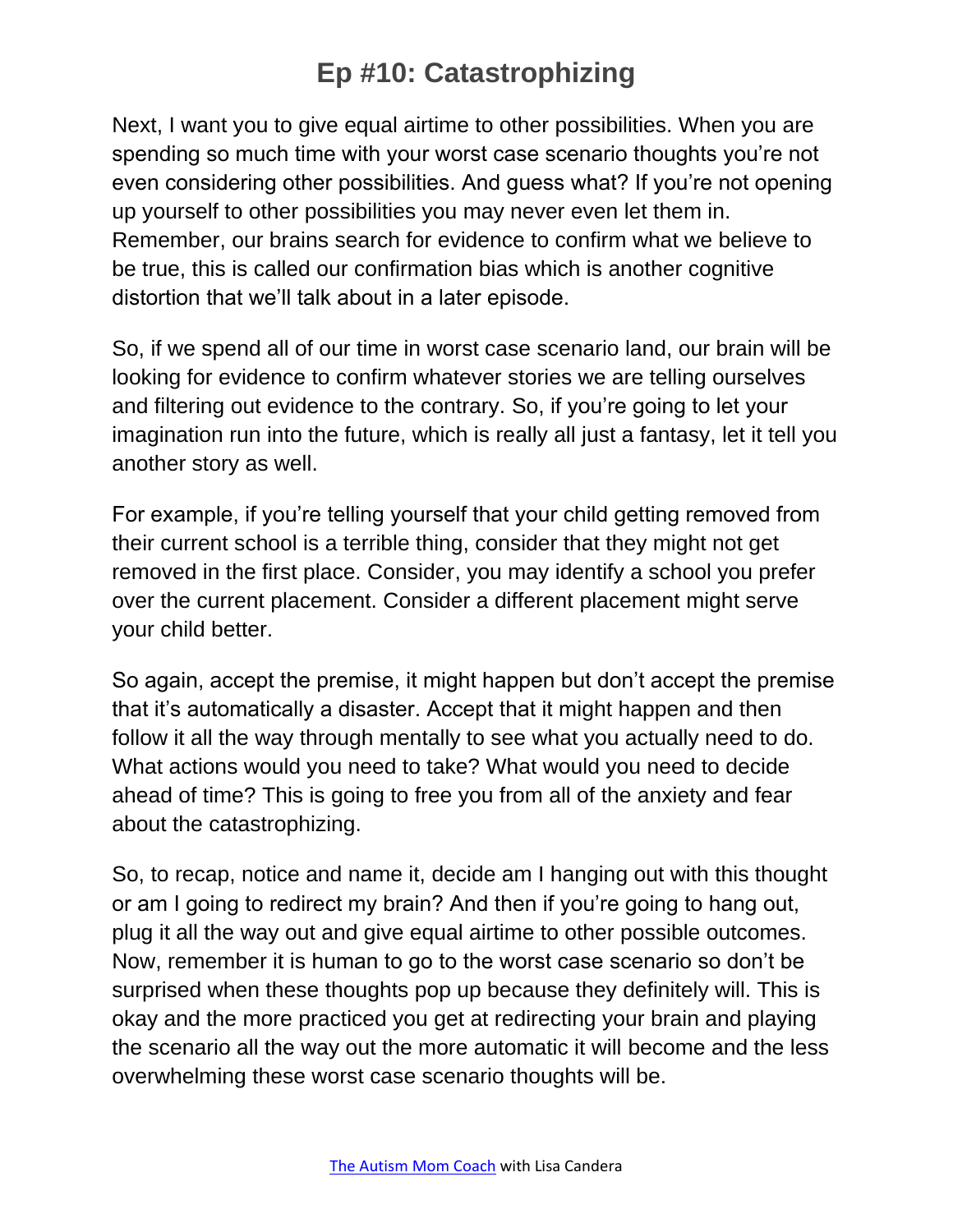Next, I want you to give equal airtime to other possibilities. When you are spending so much time with your worst case scenario thoughts you're not even considering other possibilities. And guess what? If you're not opening up yourself to other possibilities you may never even let them in. Remember, our brains search for evidence to confirm what we believe to be true, this is called our confirmation bias which is another cognitive distortion that we'll talk about in a later episode.

So, if we spend all of our time in worst case scenario land, our brain will be looking for evidence to confirm whatever stories we are telling ourselves and filtering out evidence to the contrary. So, if you're going to let your imagination run into the future, which is really all just a fantasy, let it tell you another story as well.

For example, if you're telling yourself that your child getting removed from their current school is a terrible thing, consider that they might not get removed in the first place. Consider, you may identify a school you prefer over the current placement. Consider a different placement might serve your child better.

So again, accept the premise, it might happen but don't accept the premise that it's automatically a disaster. Accept that it might happen and then follow it all the way through mentally to see what you actually need to do. What actions would you need to take? What would you need to decide ahead of time? This is going to free you from all of the anxiety and fear about the catastrophizing.

So, to recap, notice and name it, decide am I hanging out with this thought or am I going to redirect my brain? And then if you're going to hang out, plug it all the way out and give equal airtime to other possible outcomes. Now, remember it is human to go to the worst case scenario so don't be surprised when these thoughts pop up because they definitely will. This is okay and the more practiced you get at redirecting your brain and playing the scenario all the way out the more automatic it will become and the less overwhelming these worst case scenario thoughts will be.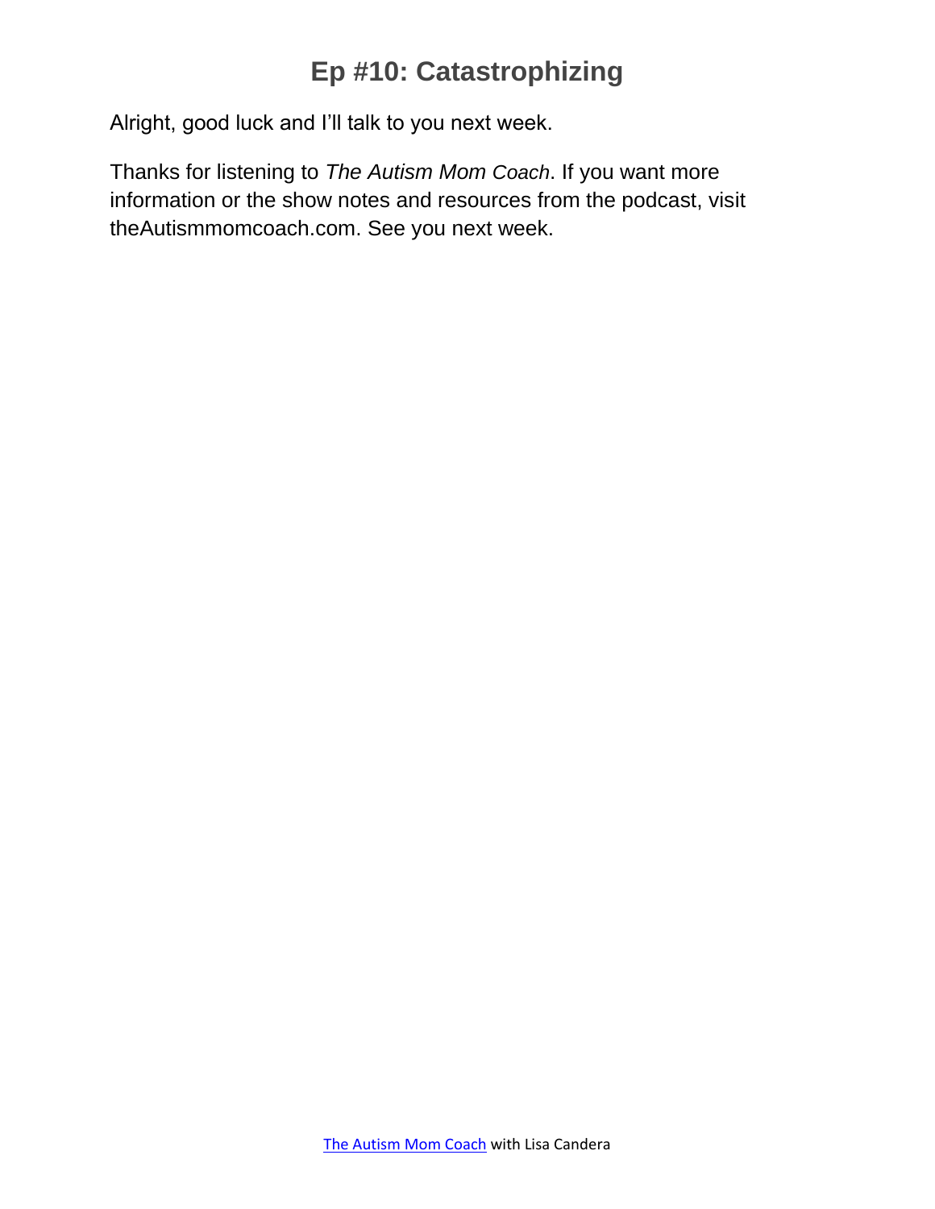Alright, good luck and I'll talk to you next week.

Thanks for listening to *The Autism Mom Coach*. If you want more information or the show notes and resources from the podcast, visit theAutismmomcoach.com. See you next week.